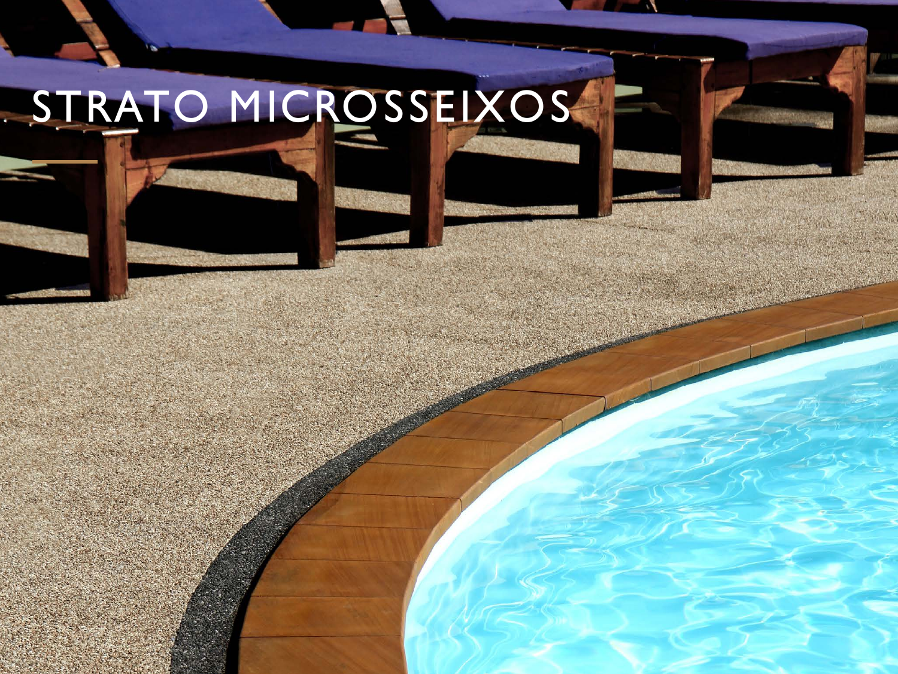# STRATO MICROSSEIXOS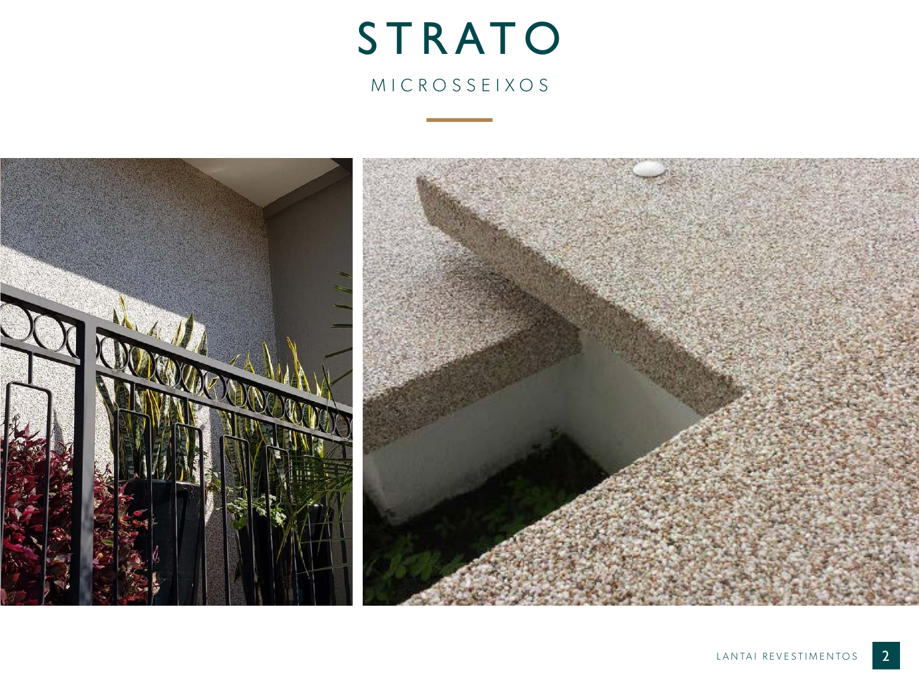# STRATO

## MICROSSEIXOS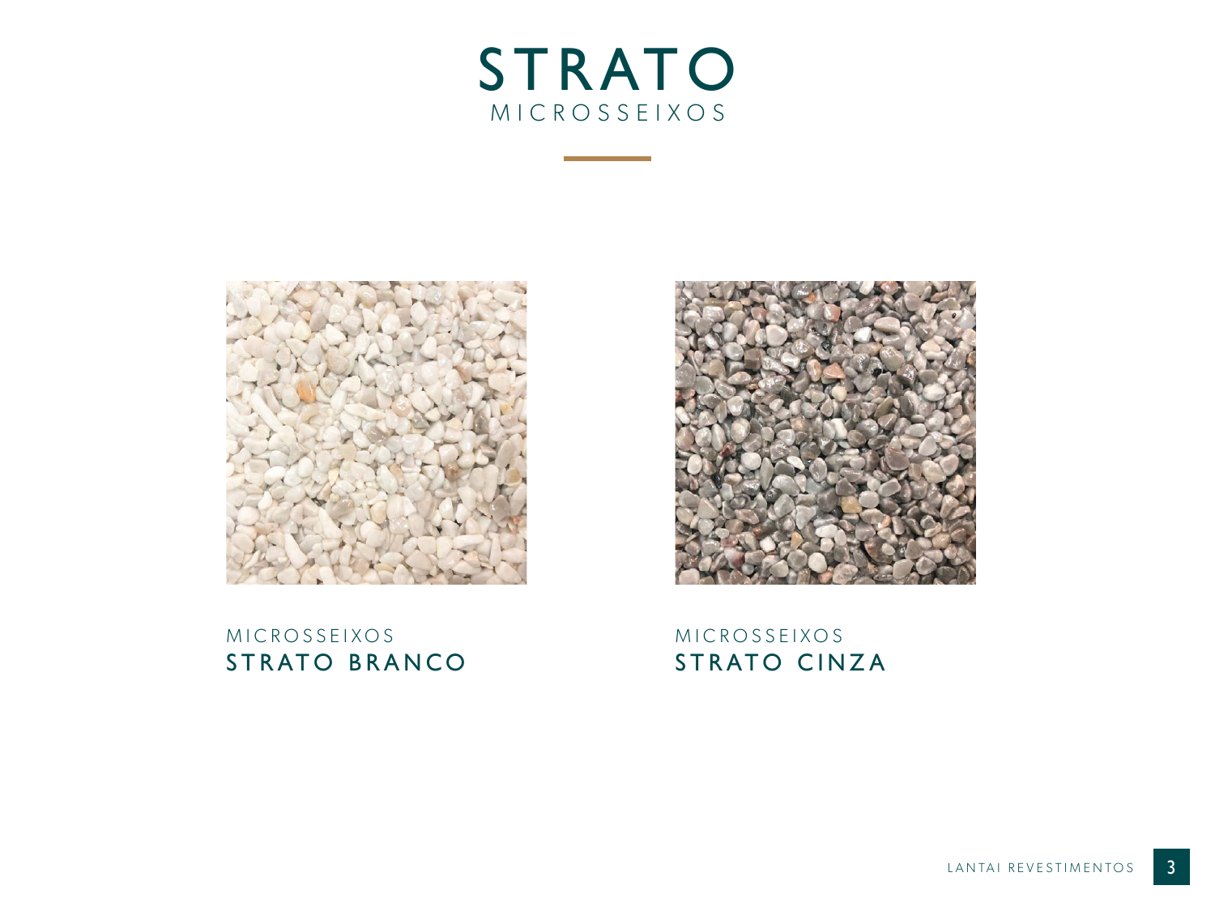# STRATO

MICROSSEIXOS

MICROSSEIXOS
**STRATO BRANCO**

MICROSSEIXOS
**STRATO CINZA**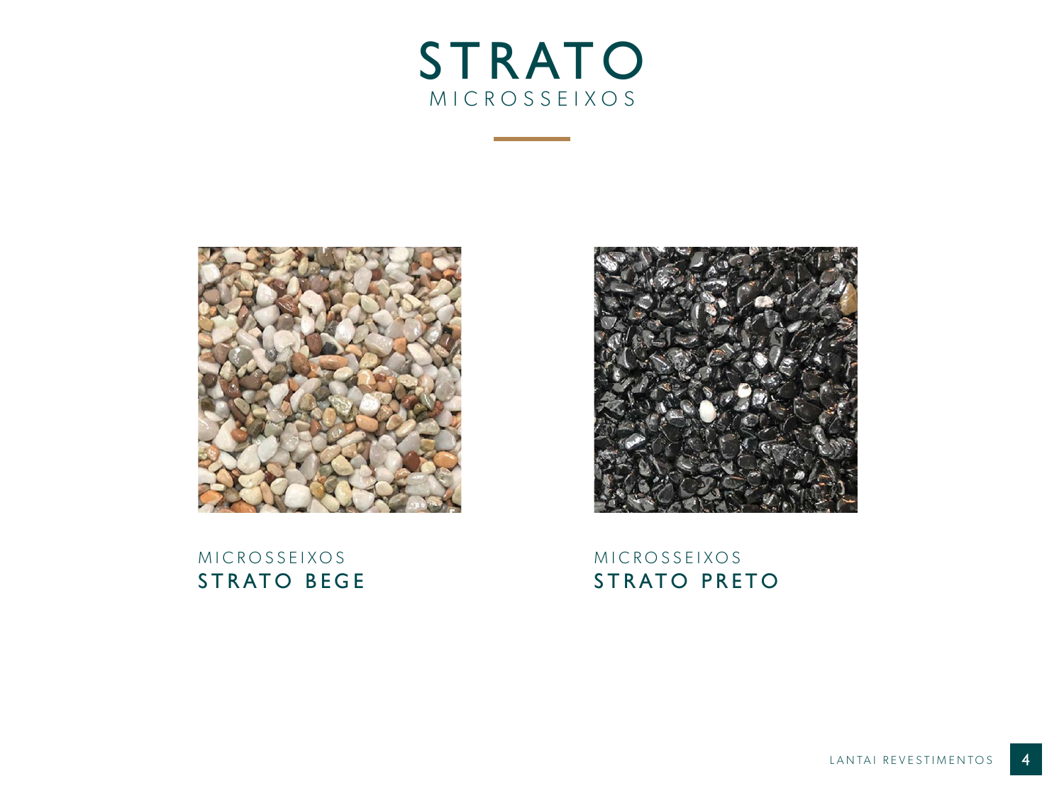# STRATO
## MICROSSEIXOS

MICROSSEIXOS
**STRATO BEGE**

MICROSSEIXOS
**STRATO PRETO**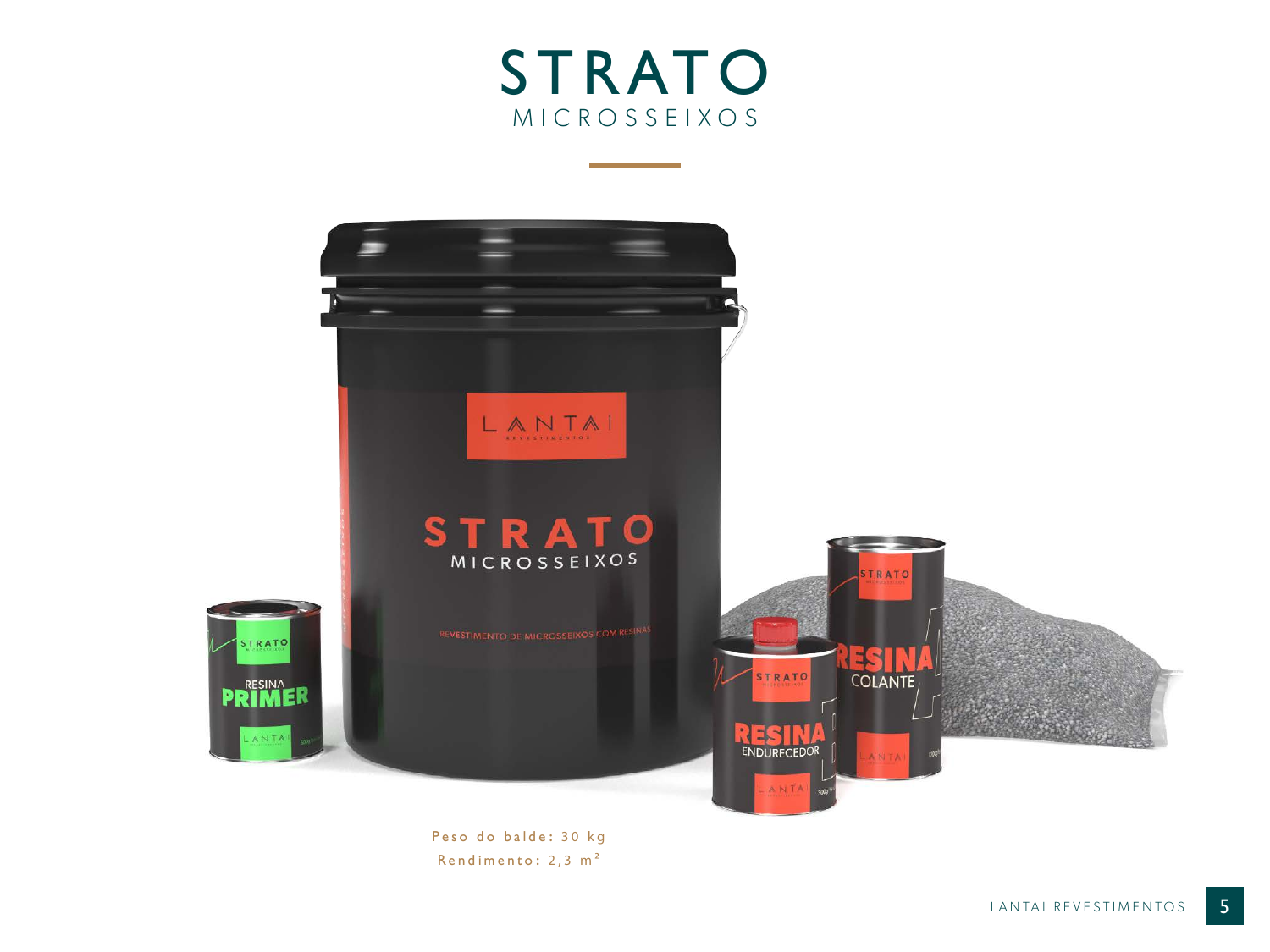# STRATO
## MICROSSEIXOS

Peso do balde: 30 kg
Rendimento: 2,3 $m^2$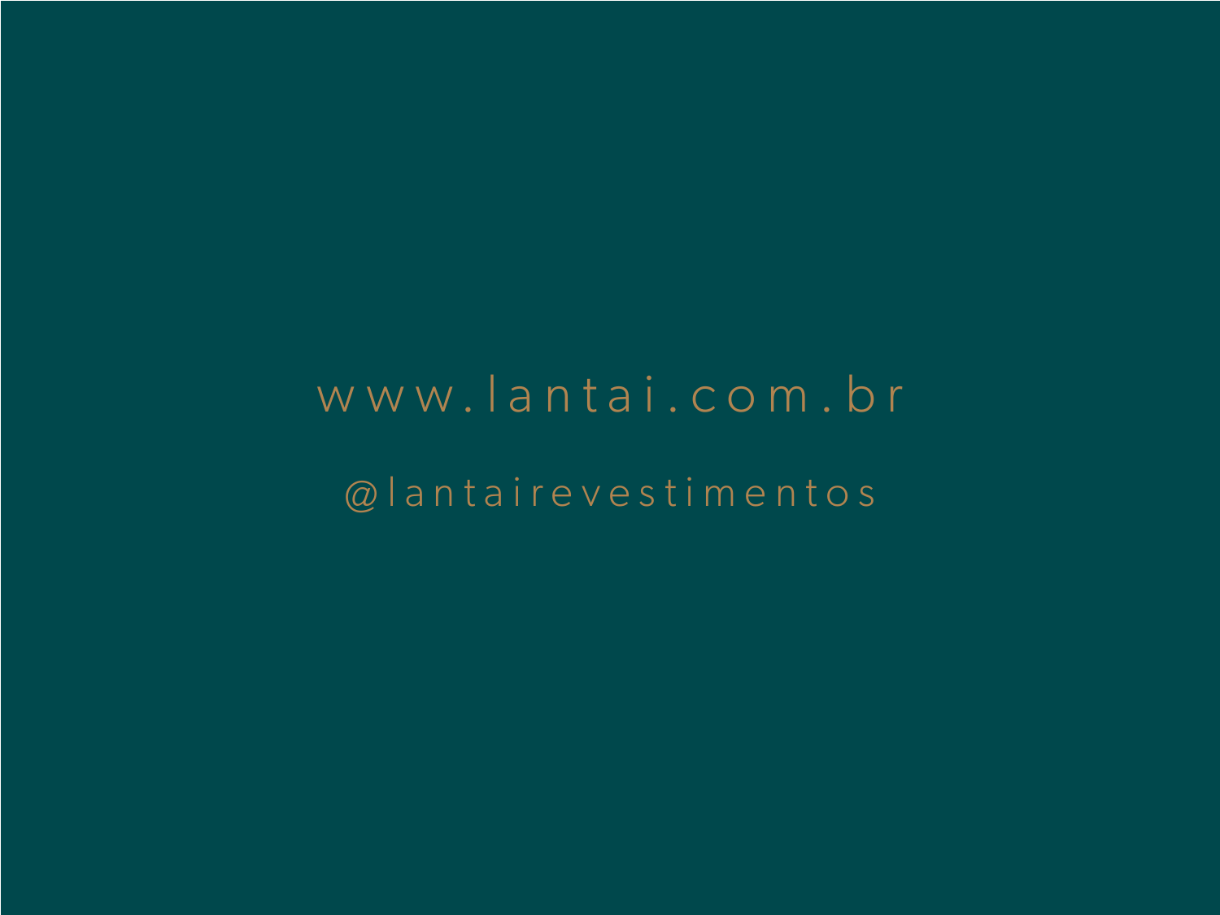www.lantai.com.br

@lantairevestimentos